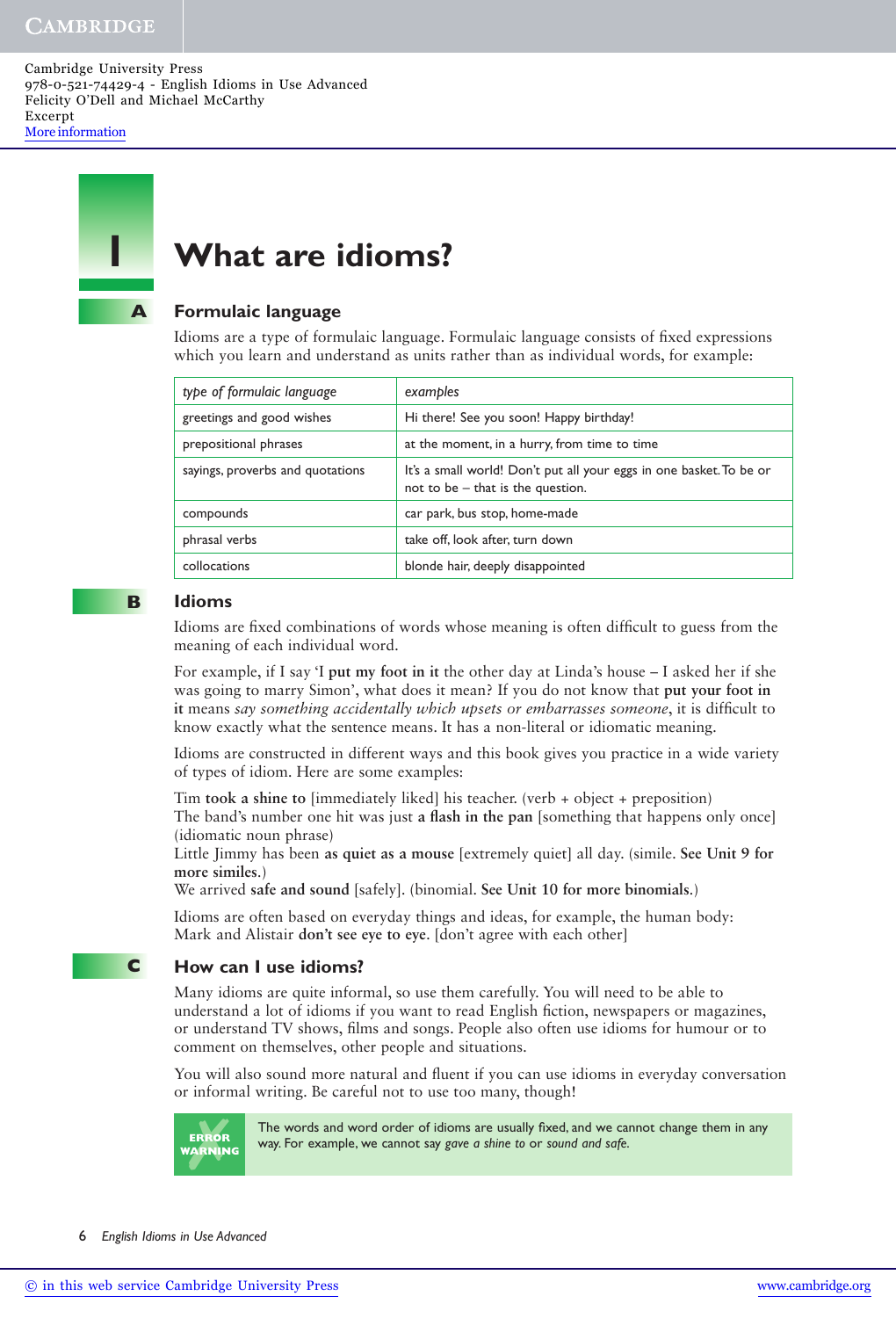# 1 What are idioms?

## A Formulaic language

Idioms are a type of formulaic language. Formulaic language consists of fixed expressions which you learn and understand as units rather than as individual words, for example:

| *type of formulaic language* | *examples* |
|---|---|
| greetings and good wishes | Hi there! See you soon! Happy birthday! |
| prepositional phrases | at the moment, in a hurry, from time to time |
| sayings, proverbs and quotations | It's a small world! Don't put all your eggs in one basket. To be or not to be – that is the question. |
| compounds | car park, bus stop, home-made |
| phrasal verbs | take off, look after, turn down |
| collocations | blonde hair, deeply disappointed |

## B Idioms

Idioms are fixed combinations of words whose meaning is often difficult to guess from the meaning of each individual word.

For example, if I say 'I **put my foot in it** the other day at Linda's house – I asked her if she was going to marry Simon', what does it mean? If you do not know that **put your foot in it** means *say something accidentally which upsets or embarrasses someone*, it is difficult to know exactly what the sentence means. It has a non-literal or idiomatic meaning.

Idioms are constructed in different ways and this book gives you practice in a wide variety of types of idiom. Here are some examples:

Tim **took a shine to** [immediately liked] his teacher. (verb + object + preposition)
The band's number one hit was just **a flash in the pan** [something that happens only once] (idiomatic noun phrase)
Little Jimmy has been **as quiet as a mouse** [extremely quiet] all day. (simile. **See Unit 9 for more similes.**)
We arrived **safe and sound** [safely]. (binomial. **See Unit 10 for more binomials.**)

Idioms are often based on everyday things and ideas, for example, the human body:
Mark and Alistair **don't see eye to eye**. [don't agree with each other]

## C How can I use idioms?

Many idioms are quite informal, so use them carefully. You will need to be able to understand a lot of idioms if you want to read English fiction, newspapers or magazines, or understand TV shows, films and songs. People also often use idioms for humour or to comment on themselves, other people and situations.

You will also sound more natural and fluent if you can use idioms in everyday conversation or informal writing. Be careful not to use too many, though!

**ERROR WARNING**

The words and word order of idioms are usually fixed, and we cannot change them in any way. For example, we cannot say *gave a shine to* or *sound and safe*.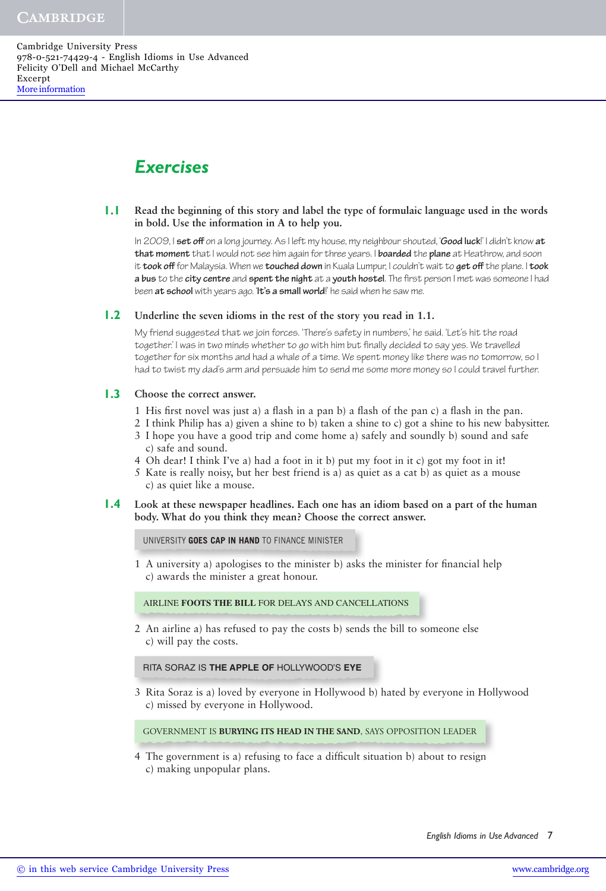# Exercises

**1.1** **Read the beginning of this story and label the type of formulaic language used in the words in bold. Use the information in A to help you.**

In 2009, I **set off** on a long journey. As I left my house, my neighbour shouted, '**Good luck**!' I didn't know **at that moment** that I would not see him again for three years. I **boarded** the **plane** at Heathrow, and soon it **took off** for Malaysia. When we **touched down** in Kuala Lumpur, I couldn't wait to **get off** the plane. I **took a bus** to the **city centre** and **spent the night** at a **youth hostel**. The first person I met was someone I had been **at school** with years ago. '**It's a small world**!' he said when he saw me.

**1.2** **Underline the seven idioms in the rest of the story you read in 1.1.**

My friend suggested that we join forces. 'There's safety in numbers,' he said. 'Let's hit the road together.' I was in two minds whether to go with him but finally decided to say yes. We travelled together for six months and had a whale of a time. We spent money like there was no tomorrow, so I had to twist my dad's arm and persuade him to send me some more money so I could travel further.

**1.3** **Choose the correct answer.**

1 His first novel was just a) a flash in a pan b) a flash of the pan c) a flash in the pan.
2 I think Philip has a) given a shine to b) taken a shine to c) got a shine to his new babysitter.
3 I hope you have a good trip and come home a) safely and soundly b) sound and safe c) safe and sound.
4 Oh dear! I think I've a) had a foot in it b) put my foot in it c) got my foot in it!
5 Kate is really noisy, but her best friend is a) as quiet as a cat b) as quiet as a mouse c) as quiet like a mouse.

**1.4** **Look at these newspaper headlines. Each one has an idiom based on a part of the human body. What do you think they mean? Choose the correct answer.**

UNIVERSITY **GOES CAP IN HAND** TO FINANCE MINISTER

1 A university a) apologises to the minister b) asks the minister for financial help c) awards the minister a great honour.

AIRLINE **FOOTS THE BILL** FOR DELAYS AND CANCELLATIONS

2 An airline a) has refused to pay the costs b) sends the bill to someone else c) will pay the costs.

RITA SORAZ IS **THE APPLE OF** HOLLYWOOD'S **EYE**

3 Rita Soraz is a) loved by everyone in Hollywood b) hated by everyone in Hollywood c) missed by everyone in Hollywood.

GOVERNMENT IS **BURYING ITS HEAD IN THE SAND**, SAYS OPPOSITION LEADER

4 The government is a) refusing to face a difficult situation b) about to resign c) making unpopular plans.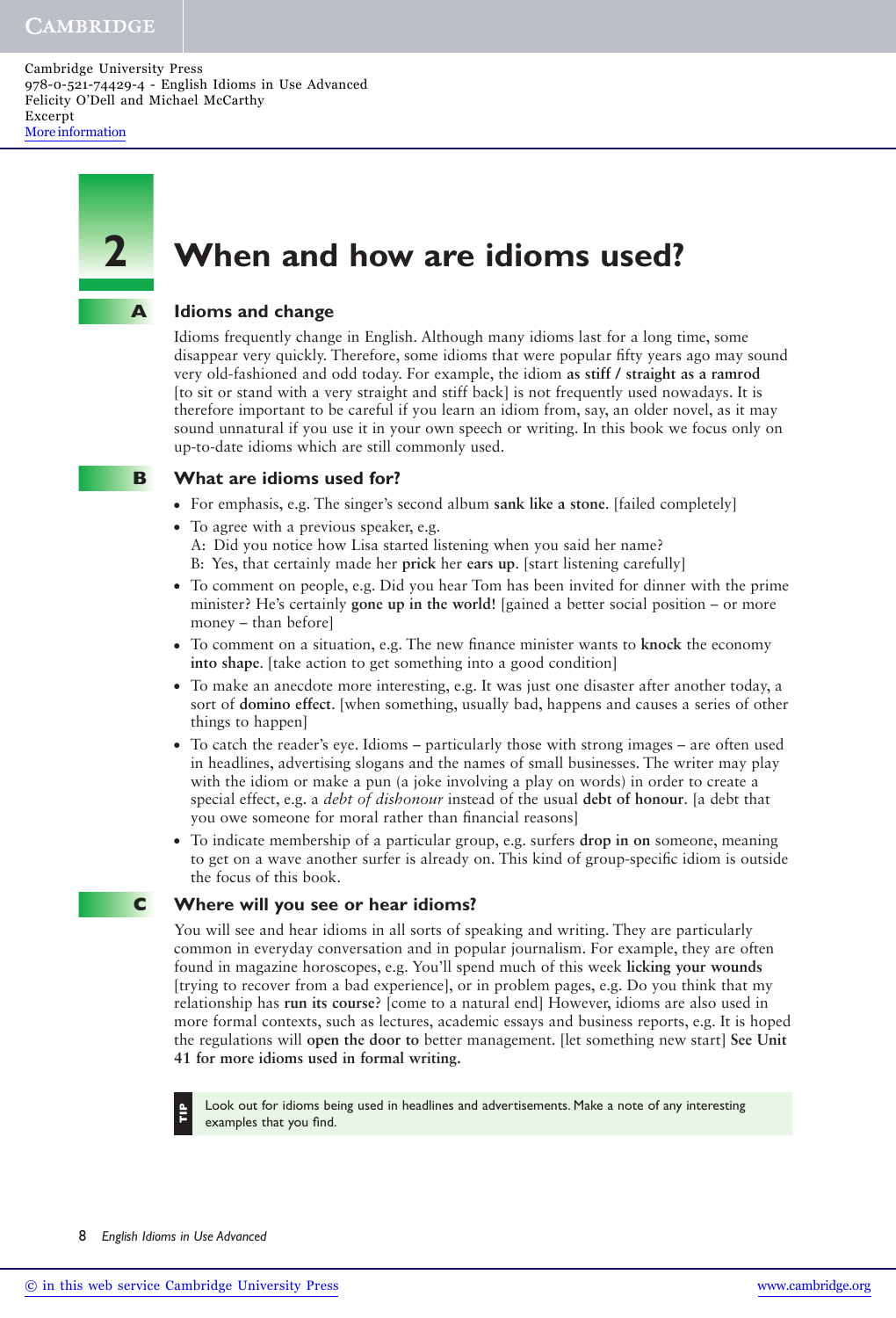# 2 When and how are idioms used?

## A Idioms and change

Idioms frequently change in English. Although many idioms last for a long time, some disappear very quickly. Therefore, some idioms that were popular fifty years ago may sound very old-fashioned and odd today. For example, the idiom **as stiff / straight as a ramrod** [to sit or stand with a very straight and stiff back] is not frequently used nowadays. It is therefore important to be careful if you learn an idiom from, say, an older novel, as it may sound unnatural if you use it in your own speech or writing. In this book we focus only on up-to-date idioms which are still commonly used.

## B What are idioms used for?

- For emphasis, e.g. The singer's second album **sank like a stone**. [failed completely]
- To agree with a previous speaker, e.g.
  A: Did you notice how Lisa started listening when you said her name?
  B: Yes, that certainly made her **prick** her **ears up**. [start listening carefully]
- To comment on people, e.g. Did you hear Tom has been invited for dinner with the prime minister? He's certainly **gone up in the world!** [gained a better social position – or more money – than before]
- To comment on a situation, e.g. The new finance minister wants to **knock** the economy **into shape**. [take action to get something into a good condition]
- To make an anecdote more interesting, e.g. It was just one disaster after another today, a sort of **domino effect**. [when something, usually bad, happens and causes a series of other things to happen]
- To catch the reader's eye. Idioms – particularly those with strong images – are often used in headlines, advertising slogans and the names of small businesses. The writer may play with the idiom or make a pun (a joke involving a play on words) in order to create a special effect, e.g. a *debt of dishonour* instead of the usual **debt of honour**. [a debt that you owe someone for moral rather than financial reasons]
- To indicate membership of a particular group, e.g. surfers **drop in on** someone, meaning to get on a wave another surfer is already on. This kind of group-specific idiom is outside the focus of this book.

## C Where will you see or hear idioms?

You will see and hear idioms in all sorts of speaking and writing. They are particularly common in everyday conversation and in popular journalism. For example, they are often found in magazine horoscopes, e.g. You'll spend much of this week **licking your wounds** [trying to recover from a bad experience], or in problem pages, e.g. Do you think that my relationship has **run its course**? [come to a natural end] However, idioms are also used in more formal contexts, such as lectures, academic essays and business reports, e.g. It is hoped the regulations will **open the door to** better management. [let something new start] **See Unit 41 for more idioms used in formal writing.**

> **TIP** Look out for idioms being used in headlines and advertisements. Make a note of any interesting examples that you find.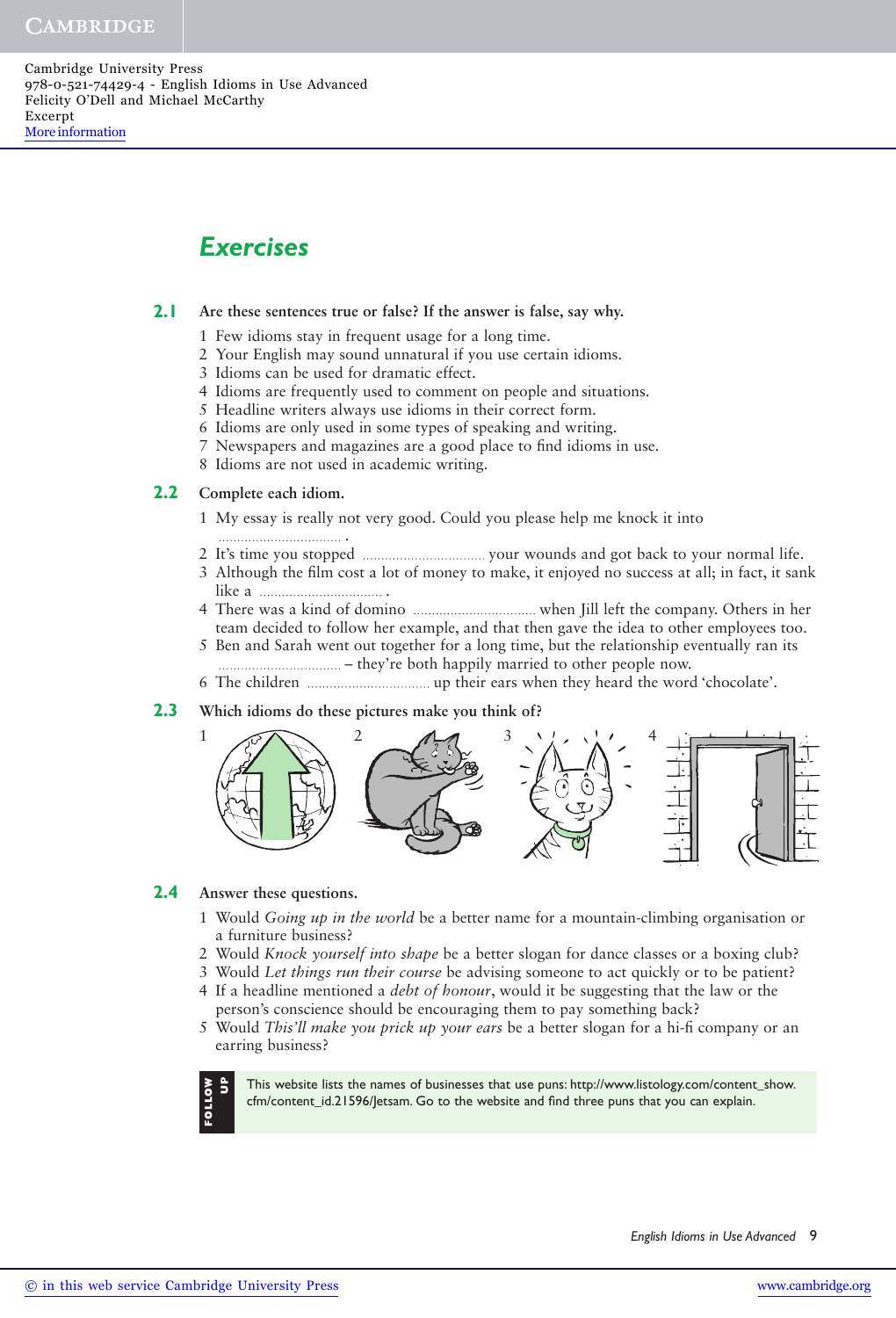# Exercises

**2.1 Are these sentences true or false? If the answer is false, say why.**

1 Few idioms stay in frequent usage for a long time.
2 Your English may sound unnatural if you use certain idioms.
3 Idioms can be used for dramatic effect.
4 Idioms are frequently used to comment on people and situations.
5 Headline writers always use idioms in their correct form.
6 Idioms are only used in some types of speaking and writing.
7 Newspapers and magazines are a good place to find idioms in use.
8 Idioms are not used in academic writing.

**2.2 Complete each idiom.**

1 My essay is really not very good. Could you please help me knock it into ................................ .
2 It's time you stopped ................................ your wounds and got back to your normal life.
3 Although the film cost a lot of money to make, it enjoyed no success at all; in fact, it sank like a ................................ .
4 There was a kind of domino ................................ when Jill left the company. Others in her team decided to follow her example, and that then gave the idea to other employees too.
5 Ben and Sarah went out together for a long time, but the relationship eventually ran its ................................ – they're both happily married to other people now.
6 The children ................................ up their ears when they heard the word 'chocolate'.

**2.3 Which idioms do these pictures make you think of?**

1 2 3 4

**2.4 Answer these questions.**

1 Would *Going up in the world* be a better name for a mountain-climbing organisation or a furniture business?
2 Would *Knock yourself into shape* be a better slogan for dance classes or a boxing club?
3 Would *Let things run their course* be advising someone to act quickly or to be patient?
4 If a headline mentioned a *debt of honour*, would it be suggesting that the law or the person's conscience should be encouraging them to pay something back?
5 Would *This'll make you prick up your ears* be a better slogan for a hi-fi company or an earring business?

**FOLLOW UP**

This website lists the names of businesses that use puns: http://www.listology.com/content_show.cfm/content_id.21596/Jetsam. Go to the website and find three puns that you can explain.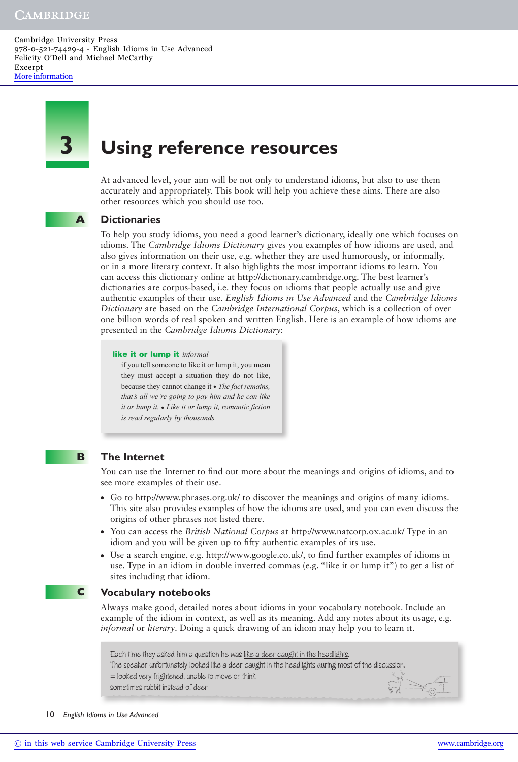# 3 Using reference resources

At advanced level, your aim will be not only to understand idioms, but also to use them accurately and appropriately. This book will help you achieve these aims. There are also other resources which you should use too.

## A Dictionaries

To help you study idioms, you need a good learner's dictionary, ideally one which focuses on idioms. The *Cambridge Idioms Dictionary* gives you examples of how idioms are used, and also gives information on their use, e.g. whether they are used humorously, or informally, or in a more literary context. It also highlights the most important idioms to learn. You can access this dictionary online at http://dictionary.cambridge.org. The best learner's dictionaries are corpus-based, i.e. they focus on idioms that people actually use and give authentic examples of their use. *English Idioms in Use Advanced* and the *Cambridge Idioms Dictionary* are based on the *Cambridge International Corpus*, which is a collection of over one billion words of real spoken and written English. Here is an example of how idioms are presented in the *Cambridge Idioms Dictionary*:

> **like it or lump it** *informal*
> if you tell someone to like it or lump it, you mean they must accept a situation they do not like, because they cannot change it • *The fact remains, that's all we're going to pay him and he can like it or lump it.* • *Like it or lump it, romantic fiction is read regularly by thousands.*

## B The Internet

You can use the Internet to find out more about the meanings and origins of idioms, and to see more examples of their use.

- Go to http://www.phrases.org.uk/ to discover the meanings and origins of many idioms. This site also provides examples of how the idioms are used, and you can even discuss the origins of other phrases not listed there.
- You can access the *British National Corpus* at http://www.natcorp.ox.ac.uk/ Type in an idiom and you will be given up to fifty authentic examples of its use.
- Use a search engine, e.g. http://www.google.co.uk/, to find further examples of idioms in use. Type in an idiom in double inverted commas (e.g. "like it or lump it") to get a list of sites including that idiom.

## C Vocabulary notebooks

Always make good, detailed notes about idioms in your vocabulary notebook. Include an example of the idiom in context, as well as its meaning. Add any notes about its usage, e.g. *informal* or *literary*. Doing a quick drawing of an idiom may help you to learn it.

> Each time they asked him a question he was like a deer caught in the headlights.
> The speaker unfortunately looked like a deer caught in the headlights during most of the discussion.
> = looked very frightened, unable to move or think
> sometimes rabbit instead of deer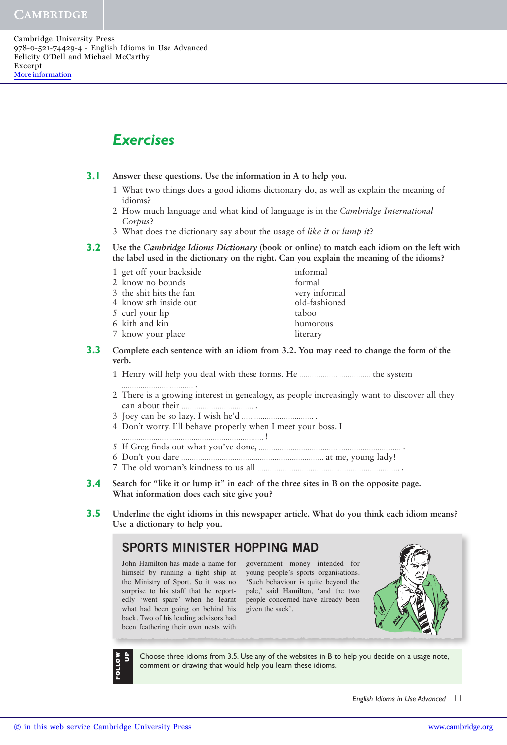## Exercises

**3.1 Answer these questions. Use the information in A to help you.**

1 What two things does a good idioms dictionary do, as well as explain the meaning of idioms?
2 How much language and what kind of language is in the *Cambridge International Corpus*?
3 What does the dictionary say about the usage of *like it or lump it*?

**3.2 Use the *Cambridge Idioms Dictionary* (book or online) to match each idiom on the left with the label used in the dictionary on the right. Can you explain the meaning of the idioms?**

| | |
|---|---|
| 1 get off your backside | informal |
| 2 know no bounds | formal |
| 3 the shit hits the fan | very informal |
| 4 know sth inside out | old-fashioned |
| 5 curl your lip | taboo |
| 6 kith and kin | humorous |
| 7 know your place | literary |

**3.3 Complete each sentence with an idiom from 3.2. You may need to change the form of the verb.**

1 Henry will help you deal with these forms. He .................................. the system .................................. .
2 There is a growing interest in genealogy, as people increasingly want to discover all they can about their .................................. .
3 Joey can be so lazy. I wish he'd .................................. .
4 Don't worry. I'll behave properly when I meet your boss. I .................................. !
5 If Greg finds out what you've done, .................................. .
6 Don't you dare .................................. at me, young lady!
7 The old woman's kindness to us all .................................. .

**3.4 Search for "like it or lump it" in each of the three sites in B on the opposite page. What information does each site give you?**

**3.5 Underline the eight idioms in this newspaper article. What do you think each idiom means? Use a dictionary to help you.**

### SPORTS MINISTER HOPPING MAD

John Hamilton has made a name for himself by running a tight ship at the Ministry of Sport. So it was no surprise to his staff that he reportedly 'went spare' when he learnt what had been going on behind his back. Two of his leading advisors had been feathering their own nests with government money intended for young people's sports organisations. 'Such behaviour is quite beyond the pale,' said Hamilton, 'and the two people concerned have already been given the sack'.

**FOLLOW UP**

Choose three idioms from 3.5. Use any of the websites in B to help you decide on a usage note, comment or drawing that would help you learn these idioms.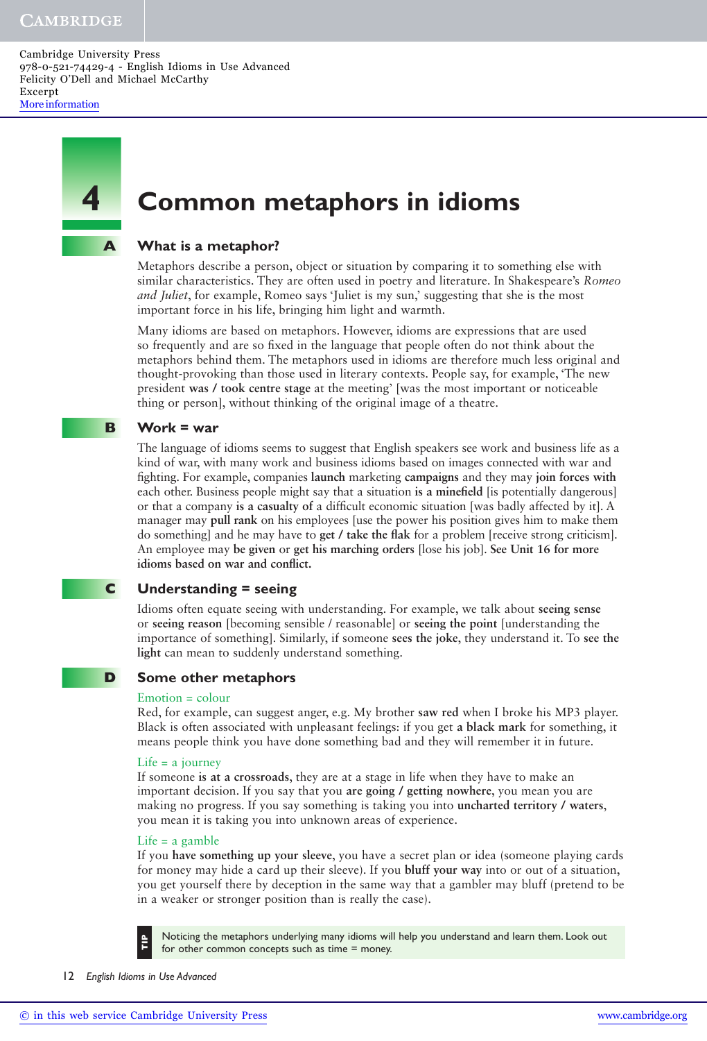# 4 Common metaphors in idioms

## A What is a metaphor?

Metaphors describe a person, object or situation by comparing it to something else with similar characteristics. They are often used in poetry and literature. In Shakespeare's *Romeo and Juliet*, for example, Romeo says 'Juliet is my sun,' suggesting that she is the most important force in his life, bringing him light and warmth.

Many idioms are based on metaphors. However, idioms are expressions that are used so frequently and are so fixed in the language that people often do not think about the metaphors behind them. The metaphors used in idioms are therefore much less original and thought-provoking than those used in literary contexts. People say, for example, 'The new president **was / took centre stage** at the meeting' [was the most important or noticeable thing or person], without thinking of the original image of a theatre.

## B Work = war

The language of idioms seems to suggest that English speakers see work and business life as a kind of war, with many work and business idioms based on images connected with war and fighting. For example, companies **launch** marketing **campaigns** and they may **join forces with** each other. Business people might say that a situation **is a minefield** [is potentially dangerous] or that a company **is a casualty of** a difficult economic situation [was badly affected by it]. A manager may **pull rank** on his employees [use the power his position gives him to make them do something] and he may have to **get / take the flak** for a problem [receive strong criticism]. An employee may **be given** or **get his marching orders** [lose his job]. **See Unit 16 for more idioms based on war and conflict.**

## C Understanding = seeing

Idioms often equate seeing with understanding. For example, we talk about **seeing sense** or **seeing reason** [becoming sensible / reasonable] or **seeing the point** [understanding the importance of something]. Similarly, if someone **sees the joke**, they understand it. To **see the light** can mean to suddenly understand something.

## D Some other metaphors

### Emotion = colour

Red, for example, can suggest anger, e.g. My brother **saw red** when I broke his MP3 player. Black is often associated with unpleasant feelings: if you get **a black mark** for something, it means people think you have done something bad and they will remember it in future.

### Life = a journey

If someone **is at a crossroads**, they are at a stage in life when they have to make an important decision. If you say that you **are going / getting nowhere**, you mean you are making no progress. If you say something is taking you into **uncharted territory / waters**, you mean it is taking you into unknown areas of experience.

### Life = a gamble

If you **have something up your sleeve**, you have a secret plan or idea (someone playing cards for money may hide a card up their sleeve). If you **bluff your way** into or out of a situation, you get yourself there by deception in the same way that a gambler may bluff (pretend to be in a weaker or stronger position than is really the case).

**TIP** Noticing the metaphors underlying many idioms will help you understand and learn them. Look out for other common concepts such as time = money.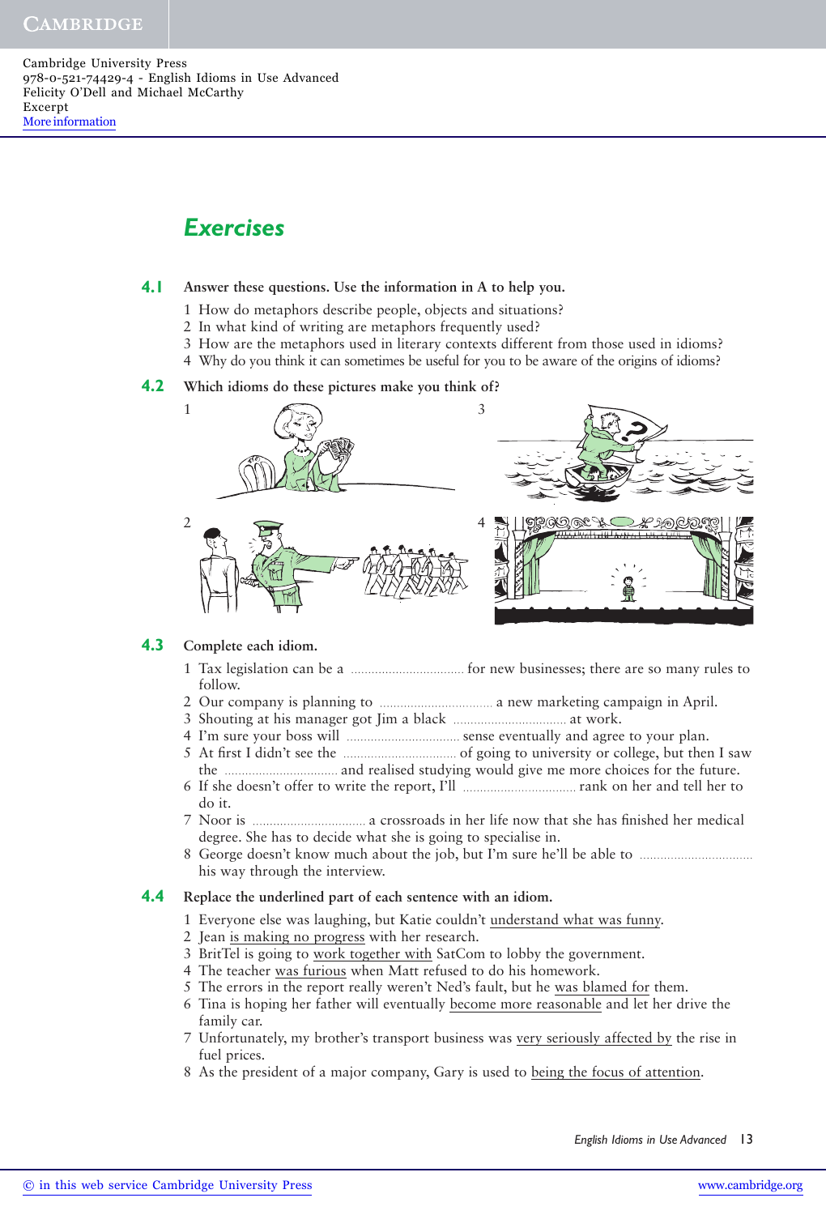Cambridge University Press
978-0-521-74429-4 - English Idioms in Use Advanced
Felicity O'Dell and Michael McCarthy
Excerpt
More information

## Exercises

**4.1 Answer these questions. Use the information in A to help you.**

1 How do metaphors describe people, objects and situations?
2 In what kind of writing are metaphors frequently used?
3 How are the metaphors used in literary contexts different from those used in idioms?
4 Why do you think it can sometimes be useful for you to be aware of the origins of idioms?

**4.2 Which idioms do these pictures make you think of?**

1

2

3

4

**4.3 Complete each idiom.**

1 Tax legislation can be a .................................. for new businesses; there are so many rules to follow.
2 Our company is planning to .................................. a new marketing campaign in April.
3 Shouting at his manager got Jim a black .................................. at work.
4 I'm sure your boss will .................................. sense eventually and agree to your plan.
5 At first I didn't see the .................................. of going to university or college, but then I saw the .................................. and realised studying would give me more choices for the future.
6 If she doesn't offer to write the report, I'll .................................. rank on her and tell her to do it.
7 Noor is .................................. a crossroads in her life now that she has finished her medical degree. She has to decide what she is going to specialise in.
8 George doesn't know much about the job, but I'm sure he'll be able to .................................. his way through the interview.

**4.4 Replace the underlined part of each sentence with an idiom.**

1 Everyone else was laughing, but Katie couldn't understand what was funny.
2 Jean is making no progress with her research.
3 BritTel is going to work together with SatCom to lobby the government.
4 The teacher was furious when Matt refused to do his homework.
5 The errors in the report really weren't Ned's fault, but he was blamed for them.
6 Tina is hoping her father will eventually become more reasonable and let her drive the family car.
7 Unfortunately, my brother's transport business was very seriously affected by the rise in fuel prices.
8 As the president of a major company, Gary is used to being the focus of attention.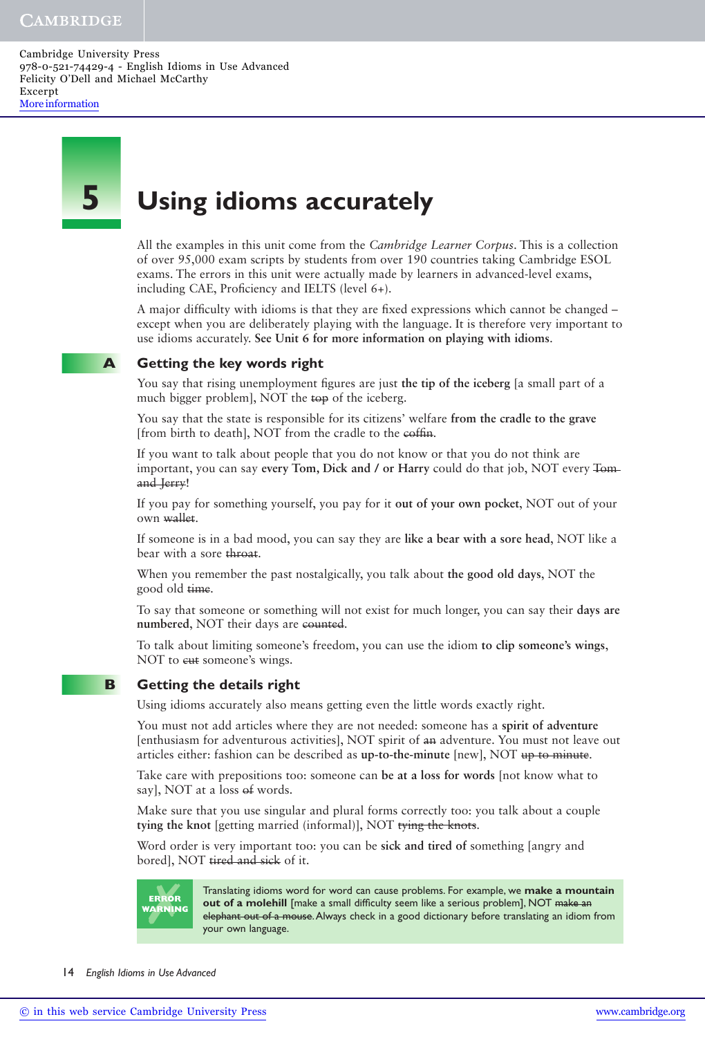# 5 Using idioms accurately

All the examples in this unit come from the *Cambridge Learner Corpus*. This is a collection of over 95,000 exam scripts by students from over 190 countries taking Cambridge ESOL exams. The errors in this unit were actually made by learners in advanced-level exams, including CAE, Proficiency and IELTS (level 6+).

A major difficulty with idioms is that they are fixed expressions which cannot be changed – except when you are deliberately playing with the language. It is therefore very important to use idioms accurately. **See Unit 6 for more information on playing with idioms.**

## A Getting the key words right

You say that rising unemployment figures are just **the tip of the iceberg** [a small part of a much bigger problem], NOT the ~~top~~ of the iceberg.

You say that the state is responsible for its citizens' welfare **from the cradle to the grave** [from birth to death], NOT from the cradle to the ~~coffin~~.

If you want to talk about people that you do not know or that you do not think are important, you can say **every Tom, Dick and / or Harry** could do that job, NOT every ~~Tom and Jerry~~!

If you pay for something yourself, you pay for it **out of your own pocket**, NOT out of your own ~~wallet~~.

If someone is in a bad mood, you can say they are **like a bear with a sore head**, NOT like a bear with a sore ~~throat~~.

When you remember the past nostalgically, you talk about **the good old days**, NOT the good old ~~time~~.

To say that someone or something will not exist for much longer, you can say their **days are numbered**, NOT their days are ~~counted~~.

To talk about limiting someone's freedom, you can use the idiom **to clip someone's wings**, NOT to ~~cut~~ someone's wings.

## B Getting the details right

Using idioms accurately also means getting even the little words exactly right.

You must not add articles where they are not needed: someone has a **spirit of adventure** [enthusiasm for adventurous activities], NOT spirit of ~~an~~ adventure. You must not leave out articles either: fashion can be described as **up-to-the-minute** [new], NOT ~~up-to-minute~~.

Take care with prepositions too: someone can **be at a loss for words** [not know what to say], NOT at a loss ~~of~~ words.

Make sure that you use singular and plural forms correctly too: you talk about a couple **tying the knot** [getting married (informal)], NOT ~~tying the knots~~.

Word order is very important too: you can be **sick and tired of** something [angry and bored], NOT ~~tired and sick~~ of it.

> **ERROR WARNING**
> Translating idioms word for word can cause problems. For example, we **make a mountain out of a molehill** [make a small difficulty seem like a serious problem], NOT ~~make an elephant out of a mouse~~. Always check in a good dictionary before translating an idiom from your own language.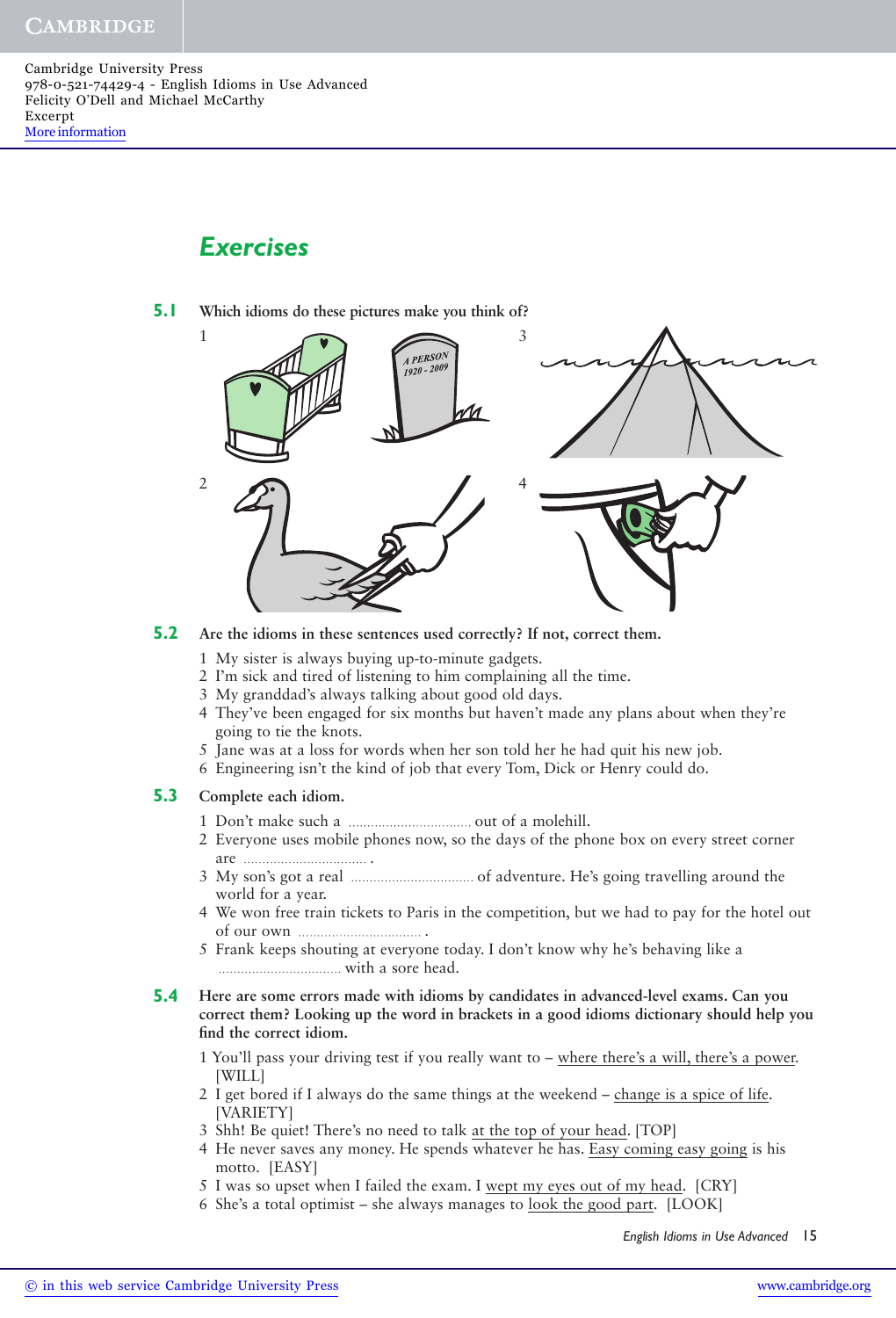# Exercises

**5.1 Which idioms do these pictures make you think of?**

1

2

3

4

**5.2 Are the idioms in these sentences used correctly? If not, correct them.**

1 My sister is always buying up-to-minute gadgets.
2 I'm sick and tired of listening to him complaining all the time.
3 My granddad's always talking about good old days.
4 They've been engaged for six months but haven't made any plans about when they're going to tie the knots.
5 Jane was at a loss for words when her son told her he had quit his new job.
6 Engineering isn't the kind of job that every Tom, Dick or Henry could do.

**5.3 Complete each idiom.**

1 Don't make such a ................................ out of a molehill.
2 Everyone uses mobile phones now, so the days of the phone box on every street corner are ................................ .
3 My son's got a real ................................ of adventure. He's going travelling around the world for a year.
4 We won free train tickets to Paris in the competition, but we had to pay for the hotel out of our own ................................ .
5 Frank keeps shouting at everyone today. I don't know why he's behaving like a ................................ with a sore head.

**5.4 Here are some errors made with idioms by candidates in advanced-level exams. Can you correct them? Looking up the word in brackets in a good idioms dictionary should help you find the correct idiom.**

1 You'll pass your driving test if you really want to – where there's a will, there's a power. [WILL]
2 I get bored if I always do the same things at the weekend – change is a spice of life. [VARIETY]
3 Shh! Be quiet! There's no need to talk at the top of your head. [TOP]
4 He never saves any money. He spends whatever he has. Easy coming easy going is his motto. [EASY]
5 I was so upset when I failed the exam. I wept my eyes out of my head. [CRY]
6 She's a total optimist – she always manages to look the good part. [LOOK]